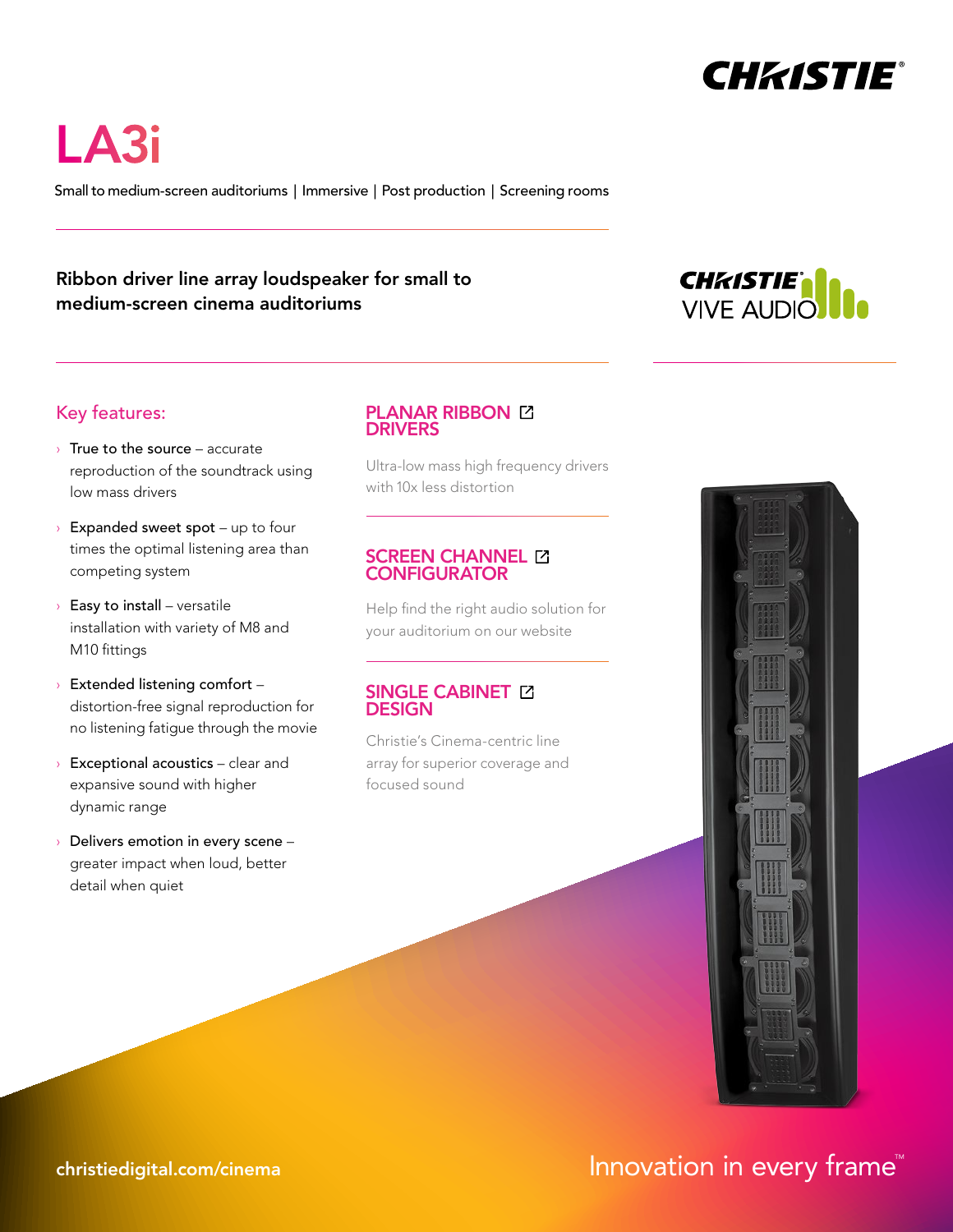# LA3i

Small to medium-screen auditoriums | Immersive | Post production | Screening rooms

**Ribbon driver line array loudspeaker for small to medium-screen cinema auditoriums**

## Key features:

- **True to the source** – accurate reproduction of the soundtrack using low mass drivers
- **Expanded sweet spot** – up to four times the optimal listening area than competing system
- **Easy to install** – versatile installation with variety of M8 and M10 fittings
- **Extended listening comfort** – distortion-free signal reproduction for no listening fatigue through the movie
- **Exceptional acoustics** – clear and expansive sound with higher dynamic range
- **Delivers emotion in every scene** – greater impact when loud, better detail when quiet

### PLANAR RIBBON DRIVERS

Ultra-low mass high frequency drivers with 10x less distortion

### SCREEN CHANNEL CONFIGURATOR

Help find the right audio solution for your auditorium on our website

### SINGLE CABINET DESIGN

Christie's Cinema-centric line array for superior coverage and focused sound

christiedigital.com/cinema

Innovation in every frame™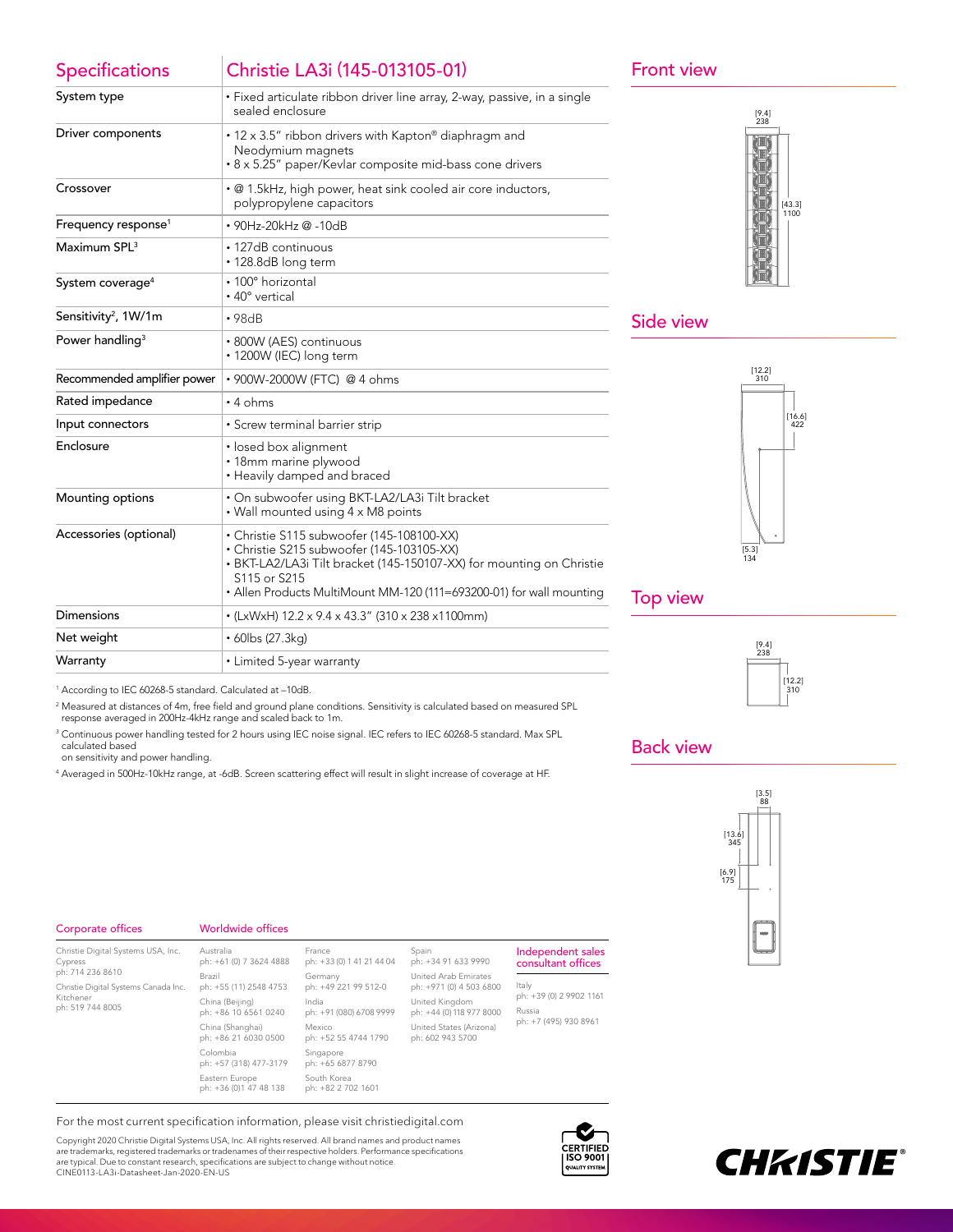| Specifications | Christie LA3i (145-013105-01) |
|---|---|
| System type | • Fixed articulate ribbon driver line array, 2-way, passive, in a single sealed enclosure |
| Driver components | • 12 x 3.5" ribbon drivers with Kapton® diaphragm and Neodymium magnets<br>• 8 x 5.25" paper/Kevlar composite mid-bass cone drivers |
| Crossover | • @ 1.5kHz, high power, heat sink cooled air core inductors, polypropylene capacitors |
| Frequency response[1] | • 90Hz-20kHz @ -10dB |
| Maximum SPL[3] | • 127dB continuous<br>• 128.8dB long term |
| System coverage[4] | • 100° horizontal<br>• 40° vertical |
| Sensitivity[2], 1W/1m | • 98dB |
| Power handling[3] | • 800W (AES) continuous<br>• 1200W (IEC) long term |
| Recommended amplifier power | • 900W-2000W (FTC) @ 4 ohms |
| Rated impedance | • 4 ohms |
| Input connectors | • Screw terminal barrier strip |
| Enclosure | • losed box alignment<br>• 18mm marine plywood<br>• Heavily damped and braced |
| Mounting options | • On subwoofer using BKT-LA2/LA3i Tilt bracket<br>• Wall mounted using 4 x M8 points |
| Accessories (optional) | • Christie S115 subwoofer (145-108100-XX)<br>• Christie S215 subwoofer (145-103105-XX)<br>• BKT-LA2/LA3i Tilt bracket (145-150107-XX) for mounting on Christie S115 or S215<br>• Allen Products MultiMount MM-120 (111=693200-01) for wall mounting |
| Dimensions | • (LxWxH) 12.2 x 9.4 x 43.3" (310 x 238 x1100mm) |
| Net weight | • 60lbs (27.3kg) |
| Warranty | • Limited 5-year warranty |

[1] According to IEC 60268-5 standard. Calculated at –10dB.

[2] Measured at distances of 4m, free field and ground plane conditions. Sensitivity is calculated based on measured SPL response averaged in 200Hz-4kHz range and scaled back to 1m.

[3] Continuous power handling tested for 2 hours using IEC noise signal. IEC refers to IEC 60268-5 standard. Max SPL calculated based on sensitivity and power handling.

[4] Averaged in 500Hz-10kHz range, at -6dB. Screen scattering effect will result in slight increase of coverage at HF.

## Front view

[9.4]
238

[43.3]
1100

## Side view

[12.2]
310

[16.6]
422

[5.3]
134

## Top view

[9.4]
238

[12.2]
310

## Back view

[3.5]
88

[13.6]
345

[6.9]
175

### Corporate offices

Christie Digital Systems USA, Inc.
Cypress
ph: 714 236 8610

Christie Digital Systems Canada Inc.
Kitchener
ph: 519 744 8005

### Worldwide offices

Australia
ph: +61 (0) 7 3624 4888

Brazil
ph: +55 (11) 2548 4753

China (Beijing)
ph: +86 10 6561 0240

China (Shanghai)
ph: +86 21 6030 0500

Colombia
ph: +57 (318) 477-3179

Eastern Europe
ph: +36 (0)1 47 48 138

France
ph: +33 (0) 1 41 21 44 04

Germany
ph: +49 221 99 512-0

India
ph: +91 (080) 6708 9999

Mexico
ph: +52 55 4744 1790

Singapore
ph: +65 6877 8790

South Korea
ph: +82 2 702 1601

Spain
ph: +34 91 633 9990

United Arab Emirates
ph: +971 (0) 4 503 6800

United Kingdom
ph: +44 (0) 118 977 8000

United States (Arizona)
ph: 602 943 5700

### Independent sales consultant offices

Italy
ph: +39 (0) 2 9902 1161

Russia
ph: +7 (495) 930 8961

For the most current specification information, please visit christiedigital.com

Copyright 2020 Christie Digital Systems USA, Inc. All rights reserved. All brand names and product names are trademarks, registered trademarks or tradenames of their respective holders. Performance specifications are typical. Due to constant research, specifications are subject to change without notice.
CINE0113-LA3i-Datasheet-Jan-2020-EN-US

CERTIFIED ISO 9001 QUALITY SYSTEM

CHRISTIE®